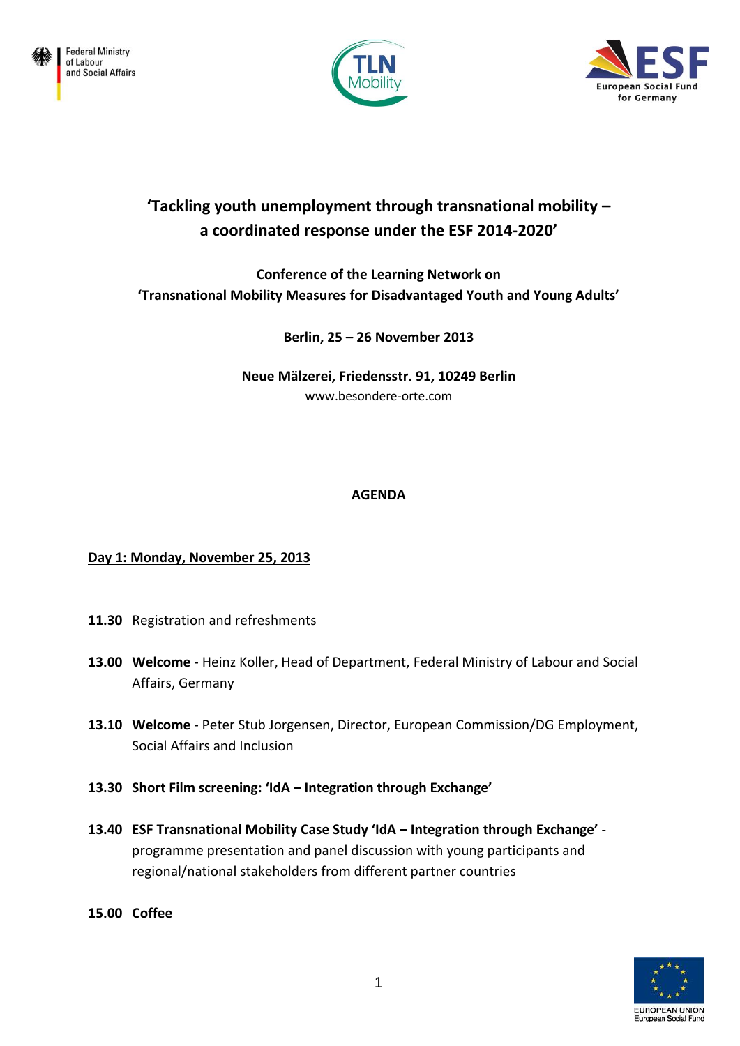Federal Ministry of Labour and Social Affairs

TLN Mobility

ESF European Social Fund for Germany

# 'Tackling youth unemployment through transnational mobility – a coordinated response under the ESF 2014-2020'

**Conference of the Learning Network on 'Transnational Mobility Measures for Disadvantaged Youth and Young Adults'**

**Berlin, 25 – 26 November 2013**

**Neue Mälzerei, Friedensstr. 91, 10249 Berlin**
www.besondere-orte.com

## AGENDA

### Day 1: Monday, November 25, 2013

**11.30** Registration and refreshments

**13.00 Welcome** - Heinz Koller, Head of Department, Federal Ministry of Labour and Social Affairs, Germany

**13.10 Welcome** - Peter Stub Jorgensen, Director, European Commission/DG Employment, Social Affairs and Inclusion

**13.30 Short Film screening: 'IdA – Integration through Exchange'**

**13.40 ESF Transnational Mobility Case Study 'IdA – Integration through Exchange'** - programme presentation and panel discussion with young participants and regional/national stakeholders from different partner countries

**15.00 Coffee**

EUROPEAN UNION
European Social Fund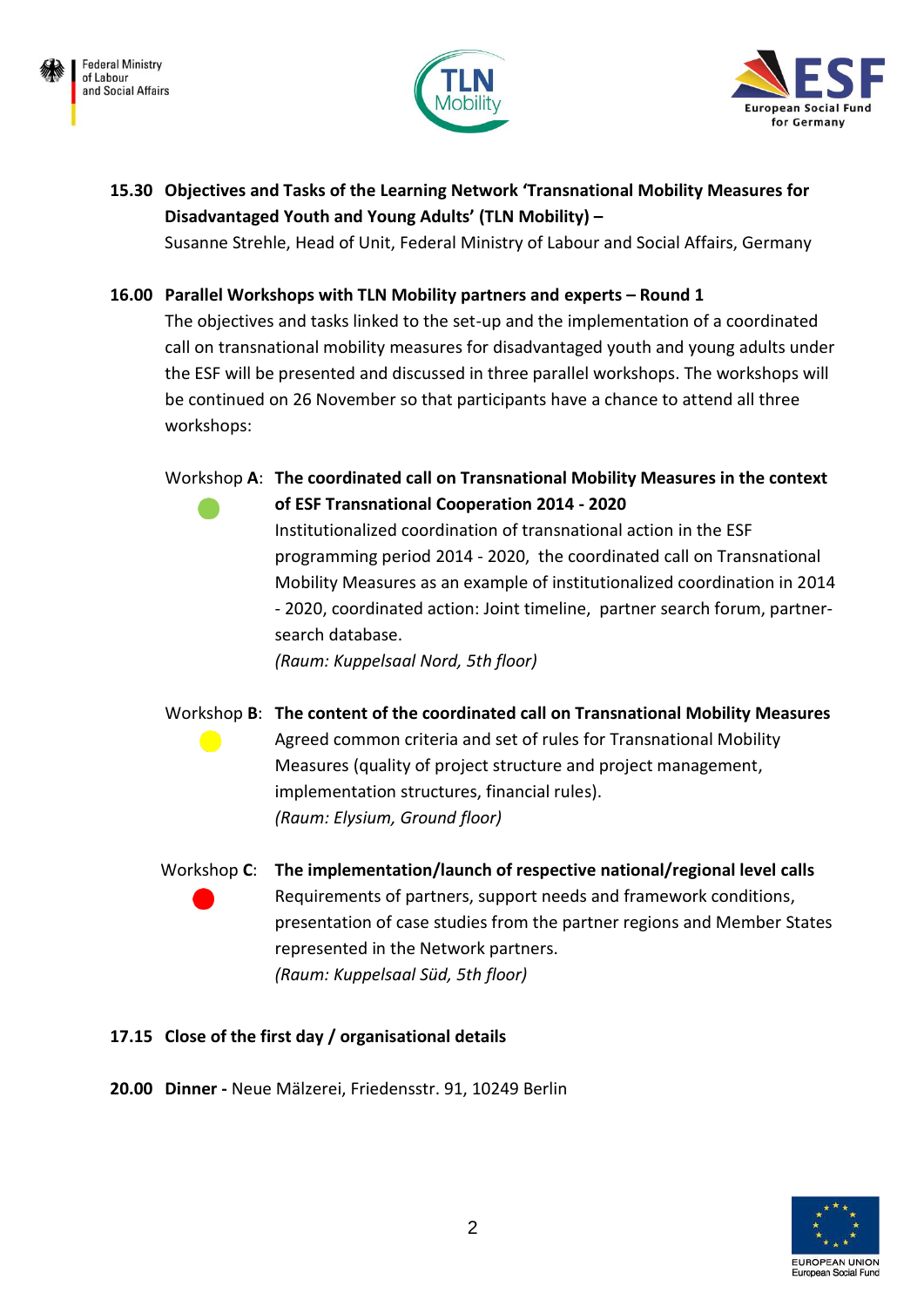**15.30 Objectives and Tasks of the Learning Network 'Transnational Mobility Measures for Disadvantaged Youth and Young Adults' (TLN Mobility) –**
Susanne Strehle, Head of Unit, Federal Ministry of Labour and Social Affairs, Germany

**16.00 Parallel Workshops with TLN Mobility partners and experts – Round 1**
The objectives and tasks linked to the set-up and the implementation of a coordinated call on transnational mobility measures for disadvantaged youth and young adults under the ESF will be presented and discussed in three parallel workshops. The workshops will be continued on 26 November so that participants have a chance to attend all three workshops:

Workshop **A**: **The coordinated call on Transnational Mobility Measures in the context of ESF Transnational Cooperation 2014 - 2020**
Institutionalized coordination of transnational action in the ESF programming period 2014 - 2020, the coordinated call on Transnational Mobility Measures as an example of institutionalized coordination in 2014 - 2020, coordinated action: Joint timeline, partner search forum, partner-search database.
*(Raum: Kuppelsaal Nord, 5th floor)*

Workshop **B**: **The content of the coordinated call on Transnational Mobility Measures**
Agreed common criteria and set of rules for Transnational Mobility Measures (quality of project structure and project management, implementation structures, financial rules).
*(Raum: Elysium, Ground floor)*

Workshop **C**: **The implementation/launch of respective national/regional level calls**
Requirements of partners, support needs and framework conditions, presentation of case studies from the partner regions and Member States represented in the Network partners.
*(Raum: Kuppelsaal Süd, 5th floor)*

**17.15 Close of the first day / organisational details**

**20.00 Dinner -** Neue Mälzerei, Friedensstr. 91, 10249 Berlin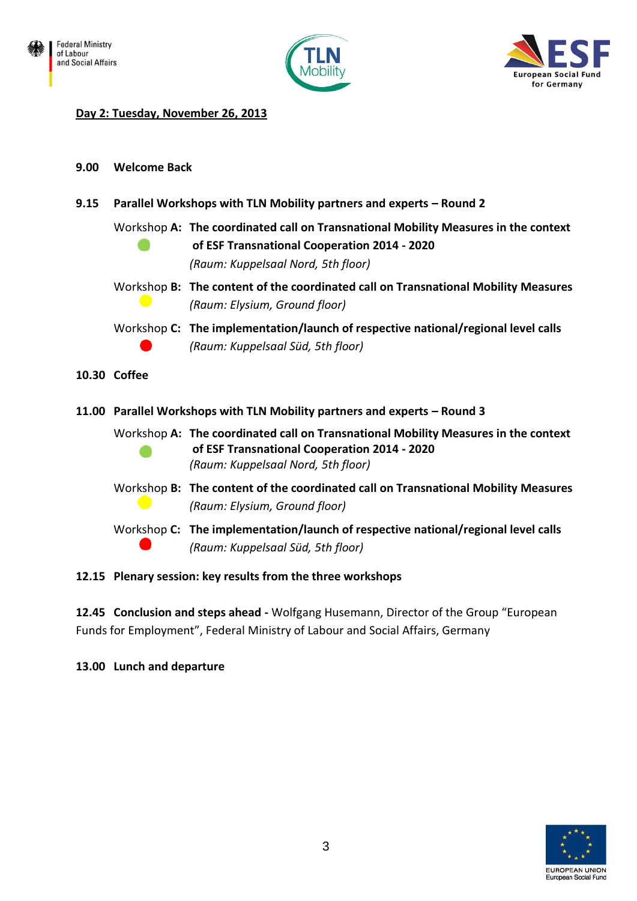**Day 2: Tuesday, November 26, 2013**

**9.00 Welcome Back**

**9.15 Parallel Workshops with TLN Mobility partners and experts – Round 2**

Workshop **A: The coordinated call on Transnational Mobility Measures in the context of ESF Transnational Cooperation 2014 - 2020**
*(Raum: Kuppelsaal Nord, 5th floor)*

Workshop **B: The content of the coordinated call on Transnational Mobility Measures**
*(Raum: Elysium, Ground floor)*

Workshop **C: The implementation/launch of respective national/regional level calls**
*(Raum: Kuppelsaal Süd, 5th floor)*

**10.30 Coffee**

**11.00 Parallel Workshops with TLN Mobility partners and experts – Round 3**

Workshop **A: The coordinated call on Transnational Mobility Measures in the context of ESF Transnational Cooperation 2014 - 2020**
*(Raum: Kuppelsaal Nord, 5th floor)*

Workshop **B: The content of the coordinated call on Transnational Mobility Measures**
*(Raum: Elysium, Ground floor)*

Workshop **C: The implementation/launch of respective national/regional level calls**
*(Raum: Kuppelsaal Süd, 5th floor)*

**12.15 Plenary session: key results from the three workshops**

**12.45 Conclusion and steps ahead -** Wolfgang Husemann, Director of the Group "European Funds for Employment", Federal Ministry of Labour and Social Affairs, Germany

**13.00 Lunch and departure**